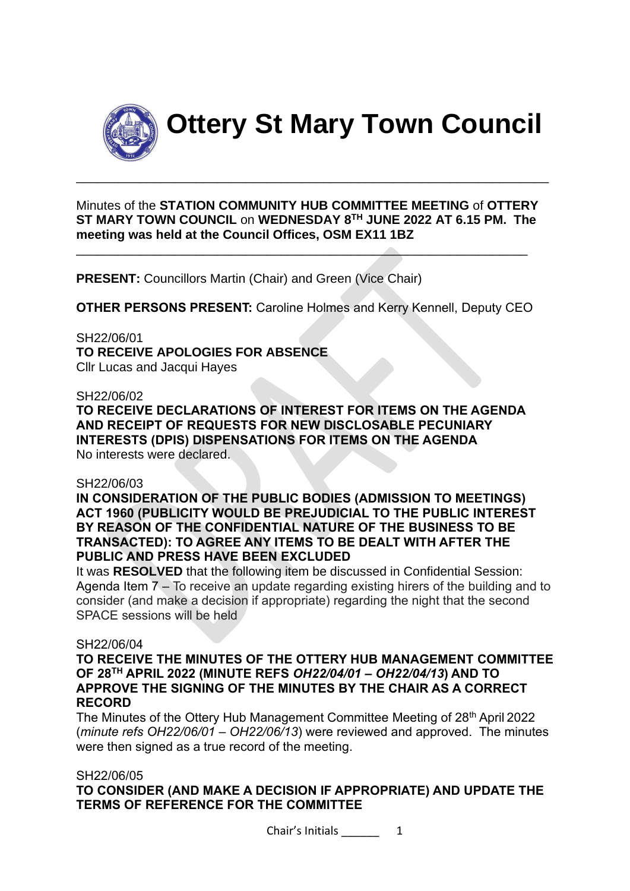# Ottery St Mary Town Council

Minutes of the **STATION COMMUNITY HUB COMMITTEE MEETING** of **OTTERY ST MARY TOWN COUNCIL** on **WEDNESDAY 8TH JUNE 2022 AT 6.15 PM. The meeting was held at the Council Offices, OSM EX11 1BZ**

**PRESENT:** Councillors Martin (Chair) and Green (Vice Chair)

**OTHER PERSONS PRESENT:** Caroline Holmes and Kerry Kennell, Deputy CEO

SH22/06/01
**TO RECEIVE APOLOGIES FOR ABSENCE**
Cllr Lucas and Jacqui Hayes

SH22/06/02
**TO RECEIVE DECLARATIONS OF INTEREST FOR ITEMS ON THE AGENDA AND RECEIPT OF REQUESTS FOR NEW DISCLOSABLE PECUNIARY INTERESTS (DPIS) DISPENSATIONS FOR ITEMS ON THE AGENDA**
No interests were declared.

SH22/06/03
**IN CONSIDERATION OF THE PUBLIC BODIES (ADMISSION TO MEETINGS) ACT 1960 (PUBLICITY WOULD BE PREJUDICIAL TO THE PUBLIC INTEREST BY REASON OF THE CONFIDENTIAL NATURE OF THE BUSINESS TO BE TRANSACTED): TO AGREE ANY ITEMS TO BE DEALT WITH AFTER THE PUBLIC AND PRESS HAVE BEEN EXCLUDED**
It was **RESOLVED** that the following item be discussed in Confidential Session: Agenda Item 7 – To receive an update regarding existing hirers of the building and to consider (and make a decision if appropriate) regarding the night that the second SPACE sessions will be held

SH22/06/04
**TO RECEIVE THE MINUTES OF THE OTTERY HUB MANAGEMENT COMMITTEE OF 28TH APRIL 2022 (MINUTE REFS *OH22/04/01 – OH22/04/13*) AND TO APPROVE THE SIGNING OF THE MINUTES BY THE CHAIR AS A CORRECT RECORD**
The Minutes of the Ottery Hub Management Committee Meeting of 28th April 2022 (*minute refs OH22/06/01 – OH22/06/13*) were reviewed and approved. The minutes were then signed as a true record of the meeting.

SH22/06/05
**TO CONSIDER (AND MAKE A DECISION IF APPROPRIATE) AND UPDATE THE TERMS OF REFERENCE FOR THE COMMITTEE**

Chair's Initials ______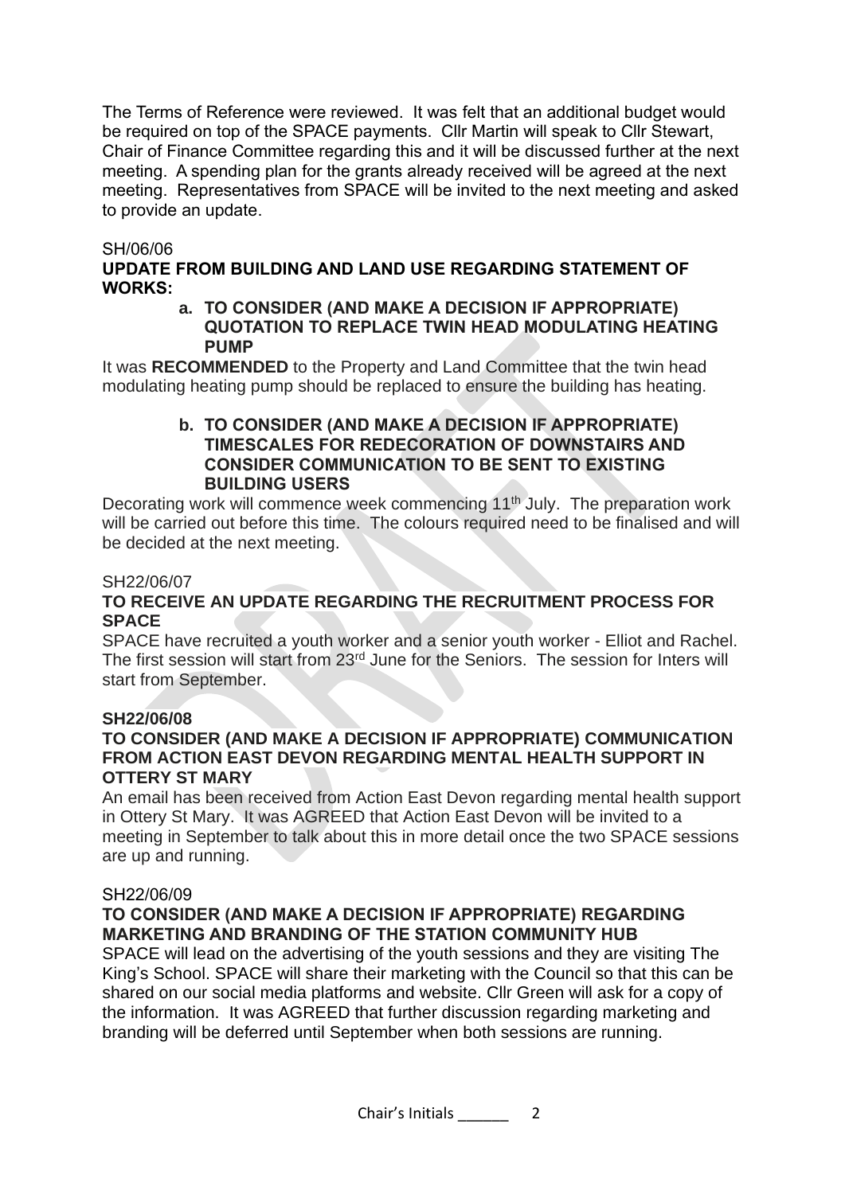The Terms of Reference were reviewed. It was felt that an additional budget would be required on top of the SPACE payments. Cllr Martin will speak to Cllr Stewart, Chair of Finance Committee regarding this and it will be discussed further at the next meeting. A spending plan for the grants already received will be agreed at the next meeting. Representatives from SPACE will be invited to the next meeting and asked to provide an update.

SH/06/06

**UPDATE FROM BUILDING AND LAND USE REGARDING STATEMENT OF WORKS:**

**a. TO CONSIDER (AND MAKE A DECISION IF APPROPRIATE) QUOTATION TO REPLACE TWIN HEAD MODULATING HEATING PUMP**

It was **RECOMMENDED** to the Property and Land Committee that the twin head modulating heating pump should be replaced to ensure the building has heating.

**b. TO CONSIDER (AND MAKE A DECISION IF APPROPRIATE) TIMESCALES FOR REDECORATION OF DOWNSTAIRS AND CONSIDER COMMUNICATION TO BE SENT TO EXISTING BUILDING USERS**

Decorating work will commence week commencing 11th July. The preparation work will be carried out before this time. The colours required need to be finalised and will be decided at the next meeting.

SH22/06/07

**TO RECEIVE AN UPDATE REGARDING THE RECRUITMENT PROCESS FOR SPACE**

SPACE have recruited a youth worker and a senior youth worker - Elliot and Rachel. The first session will start from 23rd June for the Seniors. The session for Inters will start from September.

**SH22/06/08**

**TO CONSIDER (AND MAKE A DECISION IF APPROPRIATE) COMMUNICATION FROM ACTION EAST DEVON REGARDING MENTAL HEALTH SUPPORT IN OTTERY ST MARY**

An email has been received from Action East Devon regarding mental health support in Ottery St Mary. It was AGREED that Action East Devon will be invited to a meeting in September to talk about this in more detail once the two SPACE sessions are up and running.

SH22/06/09

**TO CONSIDER (AND MAKE A DECISION IF APPROPRIATE) REGARDING MARKETING AND BRANDING OF THE STATION COMMUNITY HUB**

SPACE will lead on the advertising of the youth sessions and they are visiting The King's School. SPACE will share their marketing with the Council so that this can be shared on our social media platforms and website. Cllr Green will ask for a copy of the information. It was AGREED that further discussion regarding marketing and branding will be deferred until September when both sessions are running.

Chair's Initials ______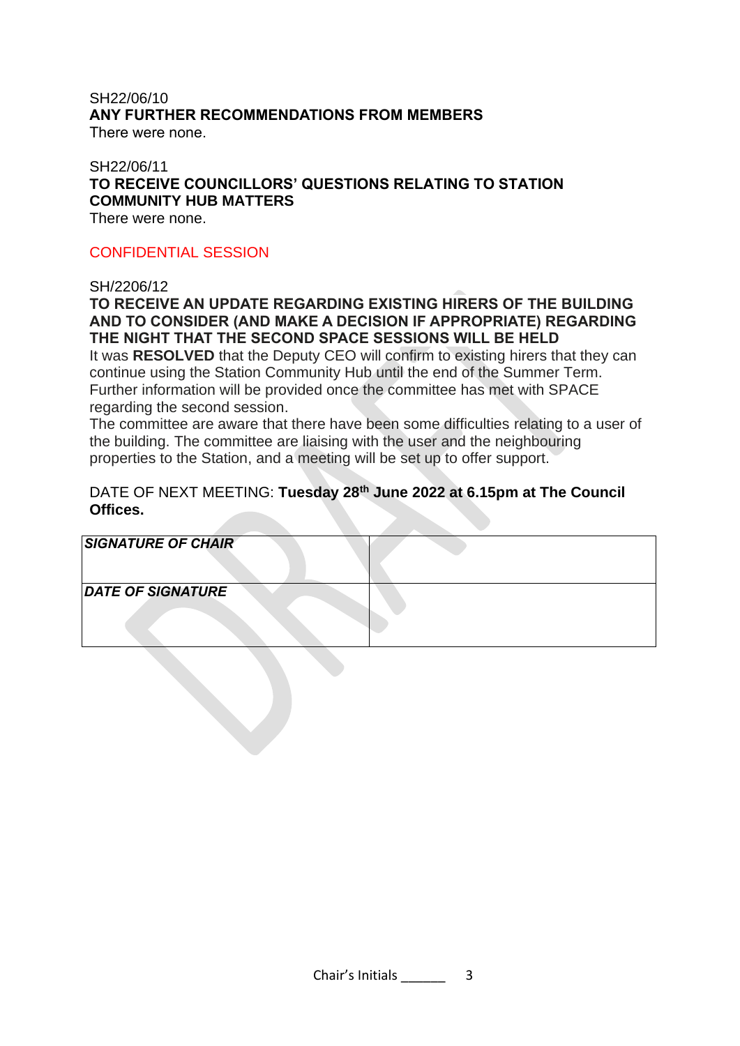SH22/06/10
**ANY FURTHER RECOMMENDATIONS FROM MEMBERS**
There were none.

SH22/06/11
**TO RECEIVE COUNCILLORS' QUESTIONS RELATING TO STATION COMMUNITY HUB MATTERS**
There were none.

CONFIDENTIAL SESSION

SH/2206/12
**TO RECEIVE AN UPDATE REGARDING EXISTING HIRERS OF THE BUILDING AND TO CONSIDER (AND MAKE A DECISION IF APPROPRIATE) REGARDING THE NIGHT THAT THE SECOND SPACE SESSIONS WILL BE HELD**
It was **RESOLVED** that the Deputy CEO will confirm to existing hirers that they can continue using the Station Community Hub until the end of the Summer Term. Further information will be provided once the committee has met with SPACE regarding the second session.
The committee are aware that there have been some difficulties relating to a user of the building. The committee are liaising with the user and the neighbouring properties to the Station, and a meeting will be set up to offer support.

DATE OF NEXT MEETING: **Tuesday 28th June 2022 at 6.15pm at The Council Offices.**

| | |
|---|---|
| ***SIGNATURE OF CHAIR*** | |
| ***DATE OF SIGNATURE*** | |

Chair's Initials ______